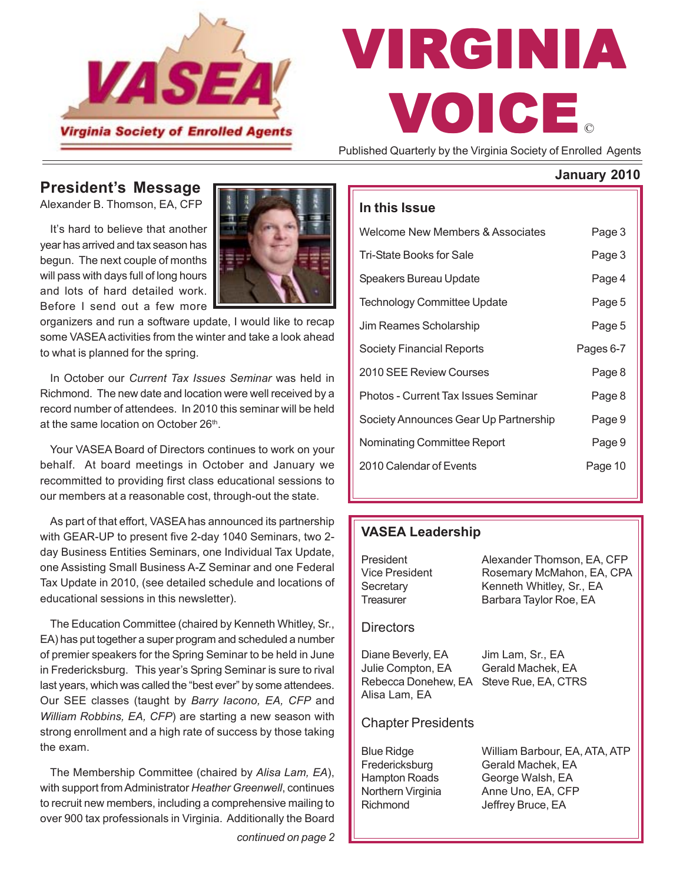# VIRGINIA VOICE©

VASEA — Virginia Society of Enrolled Agents

Published Quarterly by the Virginia Society of Enrolled Agents

**January 2010**

## President's Message

Alexander B. Thomson, EA, CFP

It's hard to believe that another year has arrived and tax season has begun. The next couple of months will pass with days full of long hours and lots of hard detailed work. Before I send out a few more organizers and run a software update, I would like to recap some VASEA activities from the winter and take a look ahead to what is planned for the spring.

In October our *Current Tax Issues Seminar* was held in Richmond. The new date and location were well received by a record number of attendees. In 2010 this seminar will be held at the same location on October 26th.

Your VASEA Board of Directors continues to work on your behalf. At board meetings in October and January we recommitted to providing first class educational sessions to our members at a reasonable cost, through-out the state.

As part of that effort, VASEA has announced its partnership with GEAR-UP to present five 2-day 1040 Seminars, two 2-day Business Entities Seminars, one Individual Tax Update, one Assisting Small Business A-Z Seminar and one Federal Tax Update in 2010, (see detailed schedule and locations of educational sessions in this newsletter).

The Education Committee (chaired by Kenneth Whitley, Sr., EA) has put together a super program and scheduled a number of premier speakers for the Spring Seminar to be held in June in Fredericksburg. This year's Spring Seminar is sure to rival last years, which was called the "best ever" by some attendees. Our SEE classes (taught by *Barry Iacono, EA, CFP* and *William Robbins, EA, CFP*) are starting a new season with strong enrollment and a high rate of success by those taking the exam.

The Membership Committee (chaired by *Alisa Lam, EA*), with support from Administrator *Heather Greenwell*, continues to recruit new members, including a comprehensive mailing to over 900 tax professionals in Virginia. Additionally the Board

*continued on page 2*

## In this Issue

| | |
|---|---|
| Welcome New Members & Associates | Page 3 |
| Tri-State Books for Sale | Page 3 |
| Speakers Bureau Update | Page 4 |
| Technology Committee Update | Page 5 |
| Jim Reames Scholarship | Page 5 |
| Society Financial Reports | Pages 6-7 |
| 2010 SEE Review Courses | Page 8 |
| Photos - Current Tax Issues Seminar | Page 8 |
| Society Announces Gear Up Partnership | Page 9 |
| Nominating Committee Report | Page 9 |
| 2010 Calendar of Events | Page 10 |

## VASEA Leadership

| | |
|---|---|
| President | Alexander Thomson, EA, CFP |
| Vice President | Rosemary McMahon, EA, CPA |
| Secretary | Kenneth Whitley, Sr., EA |
| Treasurer | Barbara Taylor Roe, EA |

### Directors

| | |
|---|---|
| Diane Beverly, EA | Jim Lam, Sr., EA |
| Julie Compton, EA | Gerald Machek, EA |
| Rebecca Donehew, EA | Steve Rue, EA, CTRS |
| Alisa Lam, EA | |

### Chapter Presidents

| | |
|---|---|
| Blue Ridge | William Barbour, EA, ATA, ATP |
| Fredericksburg | Gerald Machek, EA |
| Hampton Roads | George Walsh, EA |
| Northern Virginia | Anne Uno, EA, CFP |
| Richmond | Jeffrey Bruce, EA |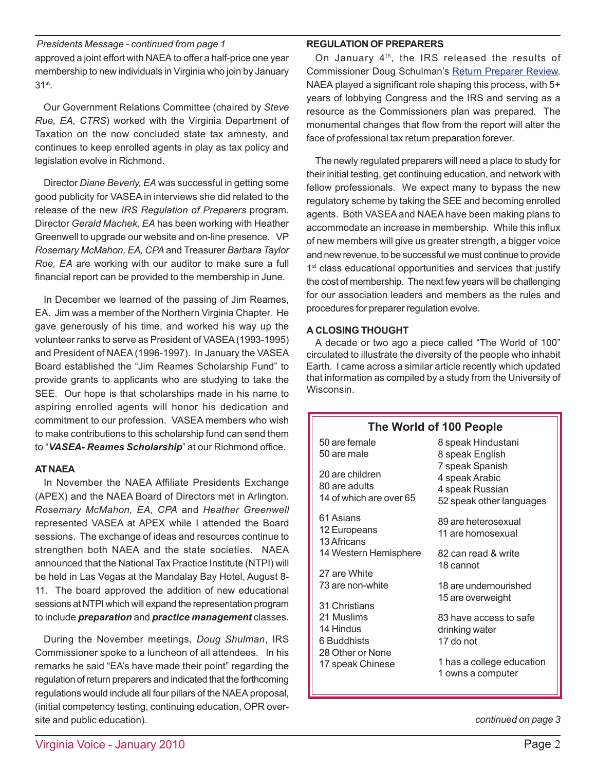*Presidents Message - continued from page 1*

approved a joint effort with NAEA to offer a half-price one year membership to new individuals in Virginia who join by January 31st.

Our Government Relations Committee (chaired by *Steve Rue, EA, CTRS*) worked with the Virginia Department of Taxation on the now concluded state tax amnesty, and continues to keep enrolled agents in play as tax policy and legislation evolve in Richmond.

Director *Diane Beverly, EA* was successful in getting some good publicity for VASEA in interviews she did related to the release of the new *IRS Regulation of Preparers* program. Director *Gerald Machek, EA* has been working with Heather Greenwell to upgrade our website and on-line presence. VP *Rosemary McMahon, EA, CPA* and Treasurer *Barbara Taylor Roe, EA* are working with our auditor to make sure a full financial report can be provided to the membership in June.

In December we learned of the passing of Jim Reames, EA. Jim was a member of the Northern Virginia Chapter. He gave generously of his time, and worked his way up the volunteer ranks to serve as President of VASEA (1993-1995) and President of NAEA (1996-1997). In January the VASEA Board established the "Jim Reames Scholarship Fund" to provide grants to applicants who are studying to take the SEE. Our hope is that scholarships made in his name to aspiring enrolled agents will honor his dedication and commitment to our profession. VASEA members who wish to make contributions to this scholarship fund can send them to "***VASEA- Reames Scholarship***" at our Richmond office.

**AT NAEA**

In November the NAEA Affiliate Presidents Exchange (APEX) and the NAEA Board of Directors met in Arlington. *Rosemary McMahon, EA, CPA* and *Heather Greenwell* represented VASEA at APEX while I attended the Board sessions. The exchange of ideas and resources continue to strengthen both NAEA and the state societies. NAEA announced that the National Tax Practice Institute (NTPI) will be held in Las Vegas at the Mandalay Bay Hotel, August 8-11. The board approved the addition of new educational sessions at NTPI which will expand the representation program to include ***preparation*** and ***practice management*** classes.

During the November meetings, *Doug Shulman*, IRS Commissioner spoke to a luncheon of all attendees. In his remarks he said "EA's have made their point" regarding the regulation of return preparers and indicated that the forthcoming regulations would include all four pillars of the NAEA proposal, (initial competency testing, continuing education, OPR oversite and public education).

**REGULATION OF PREPARERS**

On January 4th, the IRS released the results of Commissioner Doug Schulman's Return Preparer Review. NAEA played a significant role shaping this process, with 5+ years of lobbying Congress and the IRS and serving as a resource as the Commissioners plan was prepared. The monumental changes that flow from the report will alter the face of professional tax return preparation forever.

The newly regulated preparers will need a place to study for their initial testing, get continuing education, and network with fellow professionals. We expect many to bypass the new regulatory scheme by taking the SEE and becoming enrolled agents. Both VASEA and NAEA have been making plans to accommodate an increase in membership. While this influx of new members will give us greater strength, a bigger voice and new revenue, to be successful we must continue to provide 1st class educational opportunities and services that justify the cost of membership. The next few years will be challenging for our association leaders and members as the rules and procedures for preparer regulation evolve.

**A CLOSING THOUGHT**

A decade or two ago a piece called "The World of 100" circulated to illustrate the diversity of the people who inhabit Earth. I came across a similar article recently which updated that information as compiled by a study from the University of Wisconsin.

**The World of 100 People**

50 are female
50 are male

20 are children
80 are adults
14 of which are over 65

61 Asians
12 Europeans
13 Africans
14 Western Hemisphere

27 are White
73 are non-white

31 Christians
21 Muslims
14 Hindus
6 Buddhists
28 Other or None
17 speak Chinese

8 speak Hindustani
8 speak English
7 speak Spanish
4 speak Arabic
4 speak Russian
52 speak other languages

89 are heterosexual
11 are homosexual

82 can read & write
18 cannot

18 are undernourished
15 are overweight

83 have access to safe drinking water
17 do not

1 has a college education
1 owns a computer

*continued on page 3*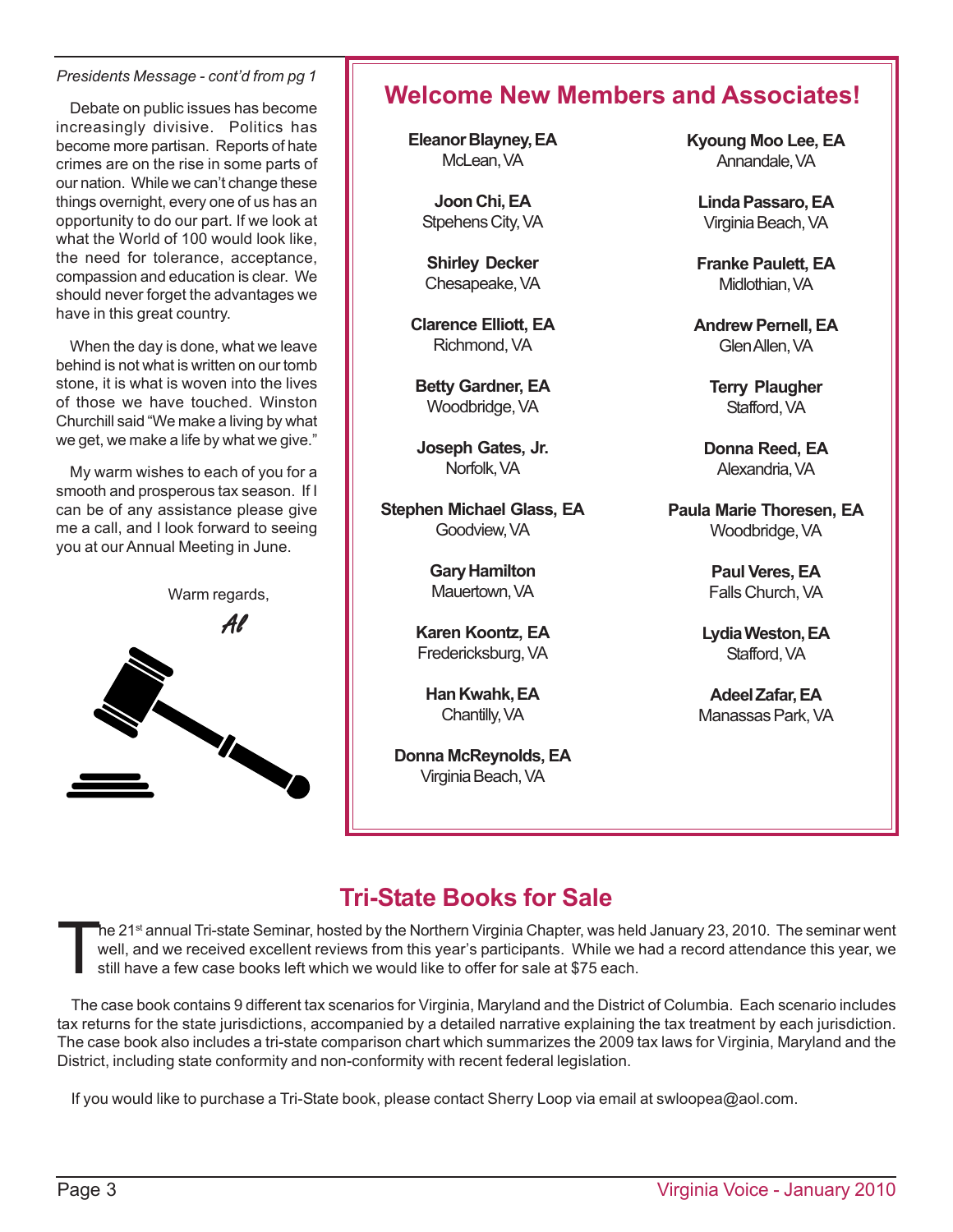*Presidents Message - cont'd from pg 1*

Debate on public issues has become increasingly divisive. Politics has become more partisan. Reports of hate crimes are on the rise in some parts of our nation. While we can't change these things overnight, every one of us has an opportunity to do our part. If we look at what the World of 100 would look like, the need for tolerance, acceptance, compassion and education is clear. We should never forget the advantages we have in this great country.

When the day is done, what we leave behind is not what is written on our tomb stone, it is what is woven into the lives of those we have touched. Winston Churchill said "We make a living by what we get, we make a life by what we give."

My warm wishes to each of you for a smooth and prosperous tax season. If I can be of any assistance please give me a call, and I look forward to seeing you at our Annual Meeting in June.

Warm regards,

*Al*

## Welcome New Members and Associates!

**Eleanor Blayney, EA**
McLean, VA

**Joon Chi, EA**
Stpehens City, VA

**Shirley Decker**
Chesapeake, VA

**Clarence Elliott, EA**
Richmond, VA

**Betty Gardner, EA**
Woodbridge, VA

**Joseph Gates, Jr.**
Norfolk, VA

**Stephen Michael Glass, EA**
Goodview, VA

**Gary Hamilton**
Mauertown, VA

**Karen Koontz, EA**
Fredericksburg, VA

**Han Kwahk, EA**
Chantilly, VA

**Donna McReynolds, EA**
Virginia Beach, VA

**Kyoung Moo Lee, EA**
Annandale, VA

**Linda Passaro, EA**
Virginia Beach, VA

**Franke Paulett, EA**
Midlothian, VA

**Andrew Pernell, EA**
Glen Allen, VA

**Terry Plaugher**
Stafford, VA

**Donna Reed, EA**
Alexandria, VA

**Paula Marie Thoresen, EA**
Woodbridge, VA

**Paul Veres, EA**
Falls Church, VA

**Lydia Weston, EA**
Stafford, VA

**Adeel Zafar, EA**
Manassas Park, VA

## Tri-State Books for Sale

The 21st annual Tri-state Seminar, hosted by the Northern Virginia Chapter, was held January 23, 2010. The seminar went well, and we received excellent reviews from this year's participants. While we had a record attendance this year, we still have a few case books left which we would like to offer for sale at $75 each.

The case book contains 9 different tax scenarios for Virginia, Maryland and the District of Columbia. Each scenario includes tax returns for the state jurisdictions, accompanied by a detailed narrative explaining the tax treatment by each jurisdiction. The case book also includes a tri-state comparison chart which summarizes the 2009 tax laws for Virginia, Maryland and the District, including state conformity and non-conformity with recent federal legislation.

If you would like to purchase a Tri-State book, please contact Sherry Loop via email at swloopea@aol.com.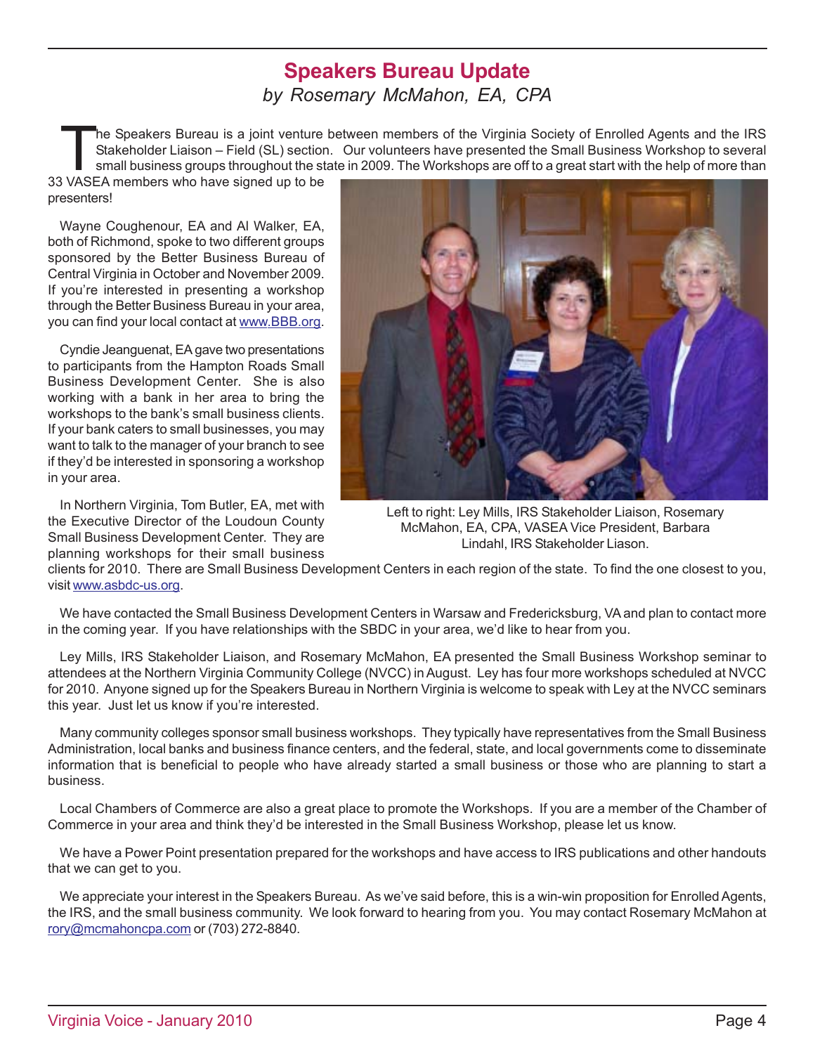# Speakers Bureau Update

*by Rosemary McMahon, EA, CPA*

The Speakers Bureau is a joint venture between members of the Virginia Society of Enrolled Agents and the IRS Stakeholder Liaison – Field (SL) section. Our volunteers have presented the Small Business Workshop to several small business groups throughout the state in 2009. The Workshops are off to a great start with the help of more than 33 VASEA members who have signed up to be presenters!

Wayne Coughenour, EA and Al Walker, EA, both of Richmond, spoke to two different groups sponsored by the Better Business Bureau of Central Virginia in October and November 2009. If you're interested in presenting a workshop through the Better Business Bureau in your area, you can find your local contact at www.BBB.org.

Cyndie Jeanguenat, EA gave two presentations to participants from the Hampton Roads Small Business Development Center. She is also working with a bank in her area to bring the workshops to the bank's small business clients. If your bank caters to small businesses, you may want to talk to the manager of your branch to see if they'd be interested in sponsoring a workshop in your area.

In Northern Virginia, Tom Butler, EA, met with the Executive Director of the Loudoun County Small Business Development Center. They are planning workshops for their small business clients for 2010. There are Small Business Development Centers in each region of the state. To find the one closest to you, visit www.asbdc-us.org.

Left to right: Ley Mills, IRS Stakeholder Liaison, Rosemary McMahon, EA, CPA, VASEA Vice President, Barbara Lindahl, IRS Stakeholder Liason.

We have contacted the Small Business Development Centers in Warsaw and Fredericksburg, VA and plan to contact more in the coming year. If you have relationships with the SBDC in your area, we'd like to hear from you.

Ley Mills, IRS Stakeholder Liaison, and Rosemary McMahon, EA presented the Small Business Workshop seminar to attendees at the Northern Virginia Community College (NVCC) in August. Ley has four more workshops scheduled at NVCC for 2010. Anyone signed up for the Speakers Bureau in Northern Virginia is welcome to speak with Ley at the NVCC seminars this year. Just let us know if you're interested.

Many community colleges sponsor small business workshops. They typically have representatives from the Small Business Administration, local banks and business finance centers, and the federal, state, and local governments come to disseminate information that is beneficial to people who have already started a small business or those who are planning to start a business.

Local Chambers of Commerce are also a great place to promote the Workshops. If you are a member of the Chamber of Commerce in your area and think they'd be interested in the Small Business Workshop, please let us know.

We have a Power Point presentation prepared for the workshops and have access to IRS publications and other handouts that we can get to you.

We appreciate your interest in the Speakers Bureau. As we've said before, this is a win-win proposition for Enrolled Agents, the IRS, and the small business community. We look forward to hearing from you. You may contact Rosemary McMahon at rory@mcmahoncpa.com or (703) 272-8840.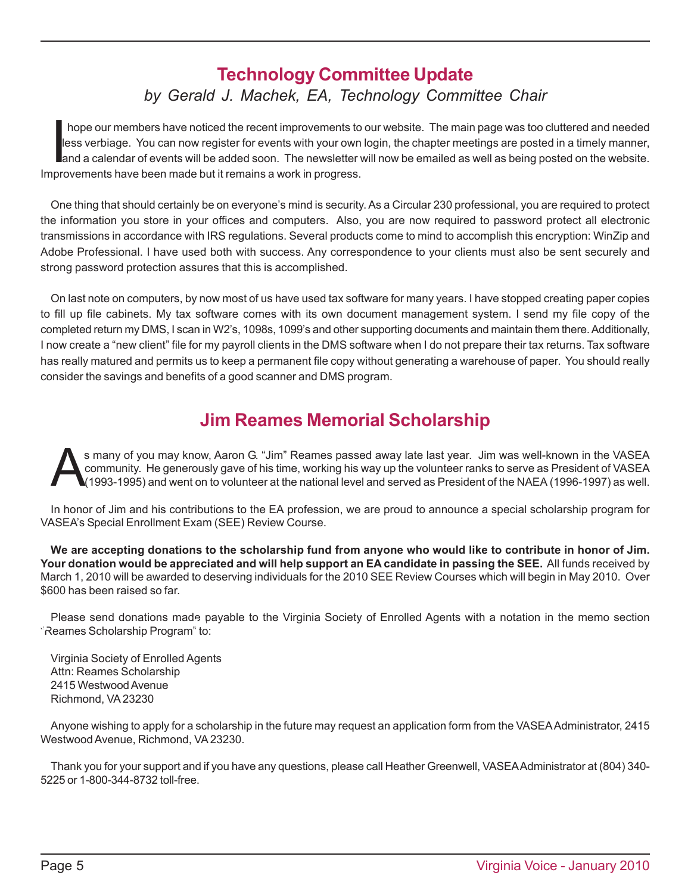## Technology Committee Update

*by Gerald J. Machek, EA, Technology Committee Chair*

I hope our members have noticed the recent improvements to our website. The main page was too cluttered and needed less verbiage. You can now register for events with your own login, the chapter meetings are posted in a timely manner, and a calendar of events will be added soon. The newsletter will now be emailed as well as being posted on the website. Improvements have been made but it remains a work in progress.

One thing that should certainly be on everyone's mind is security. As a Circular 230 professional, you are required to protect the information you store in your offices and computers. Also, you are now required to password protect all electronic transmissions in accordance with IRS regulations. Several products come to mind to accomplish this encryption: WinZip and Adobe Professional. I have used both with success. Any correspondence to your clients must also be sent securely and strong password protection assures that this is accomplished.

On last note on computers, by now most of us have used tax software for many years. I have stopped creating paper copies to fill up file cabinets. My tax software comes with its own document management system. I send my file copy of the completed return my DMS, I scan in W2's, 1098s, 1099's and other supporting documents and maintain them there. Additionally, I now create a "new client" file for my payroll clients in the DMS software when I do not prepare their tax returns. Tax software has really matured and permits us to keep a permanent file copy without generating a warehouse of paper. You should really consider the savings and benefits of a good scanner and DMS program.

## Jim Reames Memorial Scholarship

As many of you may know, Aaron G. "Jim" Reames passed away late last year. Jim was well-known in the VASEA community. He generously gave of his time, working his way up the volunteer ranks to serve as President of VASEA (1993-1995) and went on to volunteer at the national level and served as President of the NAEA (1996-1997) as well.

In honor of Jim and his contributions to the EA profession, we are proud to announce a special scholarship program for VASEA's Special Enrollment Exam (SEE) Review Course.

**We are accepting donations to the scholarship fund from anyone who would like to contribute in honor of Jim. Your donation would be appreciated and will help support an EA candidate in passing the SEE.** All funds received by March 1, 2010 will be awarded to deserving individuals for the 2010 SEE Review Courses which will begin in May 2010. Over $600 has been raised so far.

Please send donations made payable to the Virginia Society of Enrolled Agents with a notation in the memo section "Reames Scholarship Program" to:

Virginia Society of Enrolled Agents
Attn: Reames Scholarship
2415 Westwood Avenue
Richmond, VA 23230

Anyone wishing to apply for a scholarship in the future may request an application form from the VASEA Administrator, 2415 Westwood Avenue, Richmond, VA 23230.

Thank you for your support and if you have any questions, please call Heather Greenwell, VASEA Administrator at (804) 340-5225 or 1-800-344-8732 toll-free.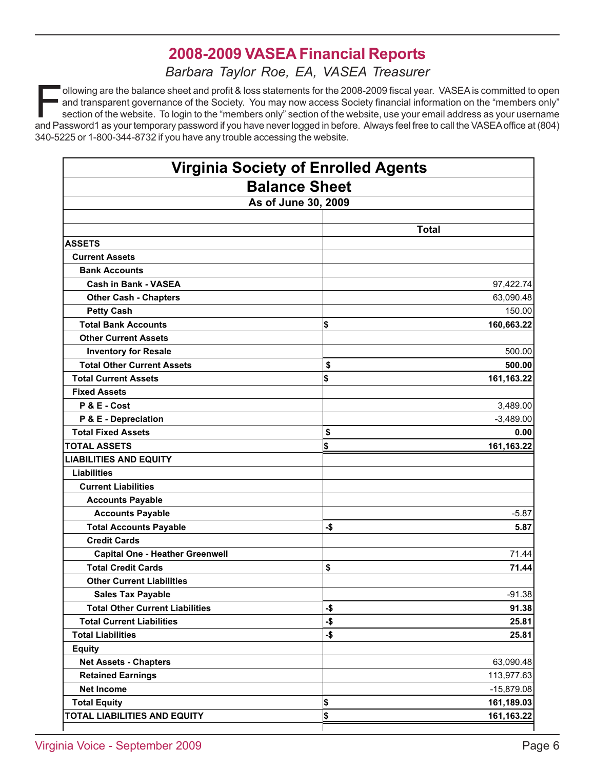## 2008-2009 VASEA Financial Reports

*Barbara Taylor Roe, EA, VASEA Treasurer*

Following are the balance sheet and profit & loss statements for the 2008-2009 fiscal year. VASEA is committed to open and transparent governance of the Society. You may now access Society financial information on the "members only" section of the website. To login to the "members only" section of the website, use your email address as your username and Password1 as your temporary password if you have never logged in before. Always feel free to call the VASEA office at (804) 340-5225 or 1-800-344-8732 if you have any trouble accessing the website.

**Virginia Society of Enrolled Agents**

**Balance Sheet**

**As of June 30, 2009**

| | Total |
|---|---|
| **ASSETS** | |
| **Current Assets** | |
| **Bank Accounts** | |
| **Cash in Bank - VASEA** | 97,422.74 |
| **Other Cash - Chapters** | 63,090.48 |
| **Petty Cash** | 150.00 |
| **Total Bank Accounts** | **$ 160,663.22** |
| **Other Current Assets** | |
| **Inventory for Resale** | 500.00 |
| **Total Other Current Assets** | **$ 500.00** |
| **Total Current Assets** | **$ 161,163.22** |
| **Fixed Assets** | |
| **P & E - Cost** | 3,489.00 |
| **P & E - Depreciation** | -3,489.00 |
| **Total Fixed Assets** | **$ 0.00** |
| **TOTAL ASSETS** | **$ 161,163.22** |
| **LIABILITIES AND EQUITY** | |
| **Liabilities** | |
| **Current Liabilities** | |
| **Accounts Payable** | |
| **Accounts Payable** | -5.87 |
| **Total Accounts Payable** | **-$ 5.87** |
| **Credit Cards** | |
| **Capital One - Heather Greenwell** | 71.44 |
| **Total Credit Cards** | **$ 71.44** |
| **Other Current Liabilities** | |
| **Sales Tax Payable** | -91.38 |
| **Total Other Current Liabilities** | **-$ 91.38** |
| **Total Current Liabilities** | **-$ 25.81** |
| **Total Liabilities** | **-$ 25.81** |
| **Equity** | |
| **Net Assets - Chapters** | 63,090.48 |
| **Retained Earnings** | 113,977.63 |
| **Net Income** | -15,879.08 |
| **Total Equity** | **$ 161,189.03** |
| **TOTAL LIABILITIES AND EQUITY** | **$ 161,163.22** |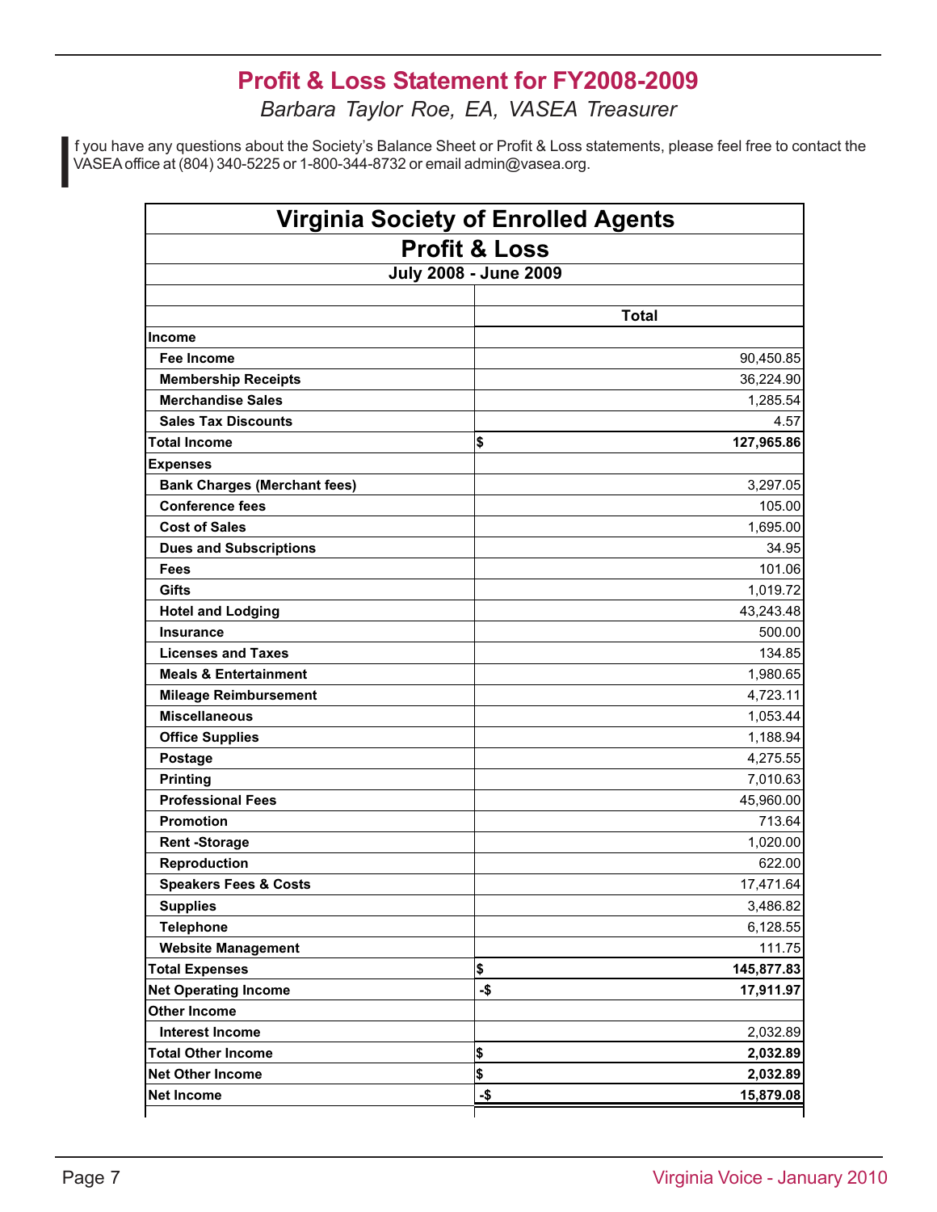# Profit & Loss Statement for FY2008-2009

*Barbara Taylor Roe, EA, VASEA Treasurer*

If you have any questions about the Society's Balance Sheet or Profit & Loss statements, please feel free to contact the VASEA office at (804) 340-5225 or 1-800-344-8732 or email admin@vasea.org.

**Virginia Society of Enrolled Agents**

**Profit & Loss**

**July 2008 - June 2009**

| | Total |
|---|---|
| **Income** | |
| **Fee Income** | 90,450.85 |
| **Membership Receipts** | 36,224.90 |
| **Merchandise Sales** | 1,285.54 |
| **Sales Tax Discounts** | 4.57 |
| **Total Income** | **$ 127,965.86** |
| **Expenses** | |
| **Bank Charges (Merchant fees)** | 3,297.05 |
| **Conference fees** | 105.00 |
| **Cost of Sales** | 1,695.00 |
| **Dues and Subscriptions** | 34.95 |
| **Fees** | 101.06 |
| **Gifts** | 1,019.72 |
| **Hotel and Lodging** | 43,243.48 |
| **Insurance** | 500.00 |
| **Licenses and Taxes** | 134.85 |
| **Meals & Entertainment** | 1,980.65 |
| **Mileage Reimbursement** | 4,723.11 |
| **Miscellaneous** | 1,053.44 |
| **Office Supplies** | 1,188.94 |
| **Postage** | 4,275.55 |
| **Printing** | 7,010.63 |
| **Professional Fees** | 45,960.00 |
| **Promotion** | 713.64 |
| **Rent -Storage** | 1,020.00 |
| **Reproduction** | 622.00 |
| **Speakers Fees & Costs** | 17,471.64 |
| **Supplies** | 3,486.82 |
| **Telephone** | 6,128.55 |
| **Website Management** | 111.75 |
| **Total Expenses** | **$ 145,877.83** |
| **Net Operating Income** | **-$ 17,911.97** |
| **Other Income** | |
| **Interest Income** | 2,032.89 |
| **Total Other Income** | **$ 2,032.89** |
| **Net Other Income** | **$ 2,032.89** |
| **Net Income** | **-$ 15,879.08** |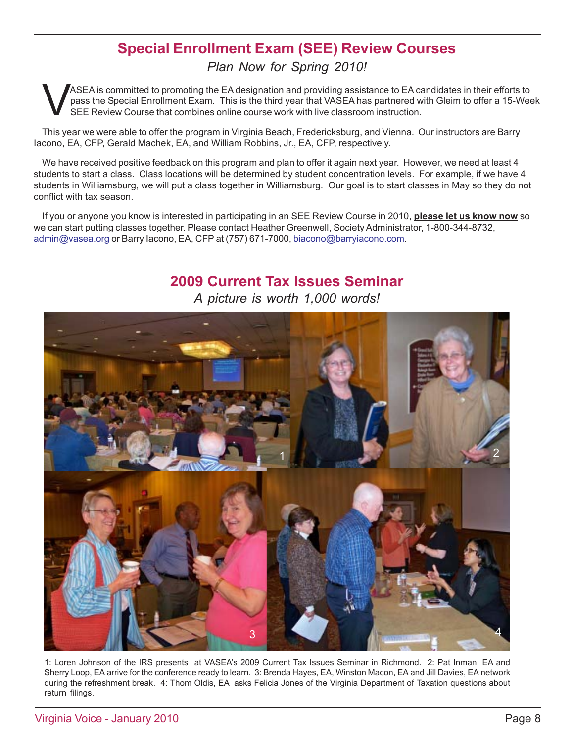## Special Enrollment Exam (SEE) Review Courses

*Plan Now for Spring 2010!*

VASEA is committed to promoting the EA designation and providing assistance to EA candidates in their efforts to pass the Special Enrollment Exam. This is the third year that VASEA has partnered with Gleim to offer a 15-Week SEE Review Course that combines online course work with live classroom instruction.

This year we were able to offer the program in Virginia Beach, Fredericksburg, and Vienna. Our instructors are Barry Iacono, EA, CFP, Gerald Machek, EA, and William Robbins, Jr., EA, CFP, respectively.

We have received positive feedback on this program and plan to offer it again next year. However, we need at least 4 students to start a class. Class locations will be determined by student concentration levels. For example, if we have 4 students in Williamsburg, we will put a class together in Williamsburg. Our goal is to start classes in May so they do not conflict with tax season.

If you or anyone you know is interested in participating in an SEE Review Course in 2010, **please let us know now** so we can start putting classes together. Please contact Heather Greenwell, Society Administrator, 1-800-344-8732, admin@vasea.org or Barry Iacono, EA, CFP at (757) 671-7000, biacono@barryiacono.com.

## 2009 Current Tax Issues Seminar

*A picture is worth 1,000 words!*

1: Loren Johnson of the IRS presents at VASEA's 2009 Current Tax Issues Seminar in Richmond. 2: Pat Inman, EA and Sherry Loop, EA arrive for the conference ready to learn. 3: Brenda Hayes, EA, Winston Macon, EA and Jill Davies, EA network during the refreshment break. 4: Thom Oldis, EA asks Felicia Jones of the Virginia Department of Taxation questions about return filings.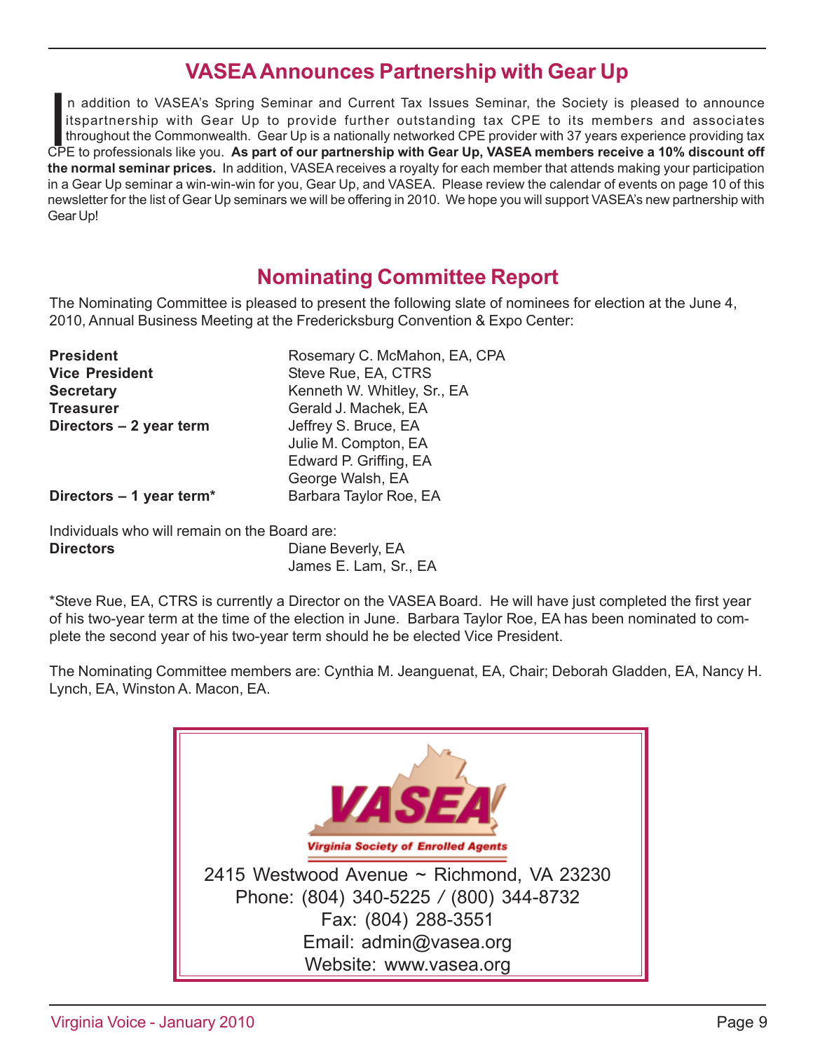## VASEA Announces Partnership with Gear Up

In addition to VASEA's Spring Seminar and Current Tax Issues Seminar, the Society is pleased to announce itspartnership with Gear Up to provide further outstanding tax CPE to its members and associates throughout the Commonwealth. Gear Up is a nationally networked CPE provider with 37 years experience providing tax CPE to professionals like you. **As part of our partnership with Gear Up, VASEA members receive a 10% discount off the normal seminar prices.** In addition, VASEA receives a royalty for each member that attends making your participation in a Gear Up seminar a win-win-win for you, Gear Up, and VASEA. Please review the calendar of events on page 10 of this newsletter for the list of Gear Up seminars we will be offering in 2010. We hope you will support VASEA's new partnership with Gear Up!

## Nominating Committee Report

The Nominating Committee is pleased to present the following slate of nominees for election at the June 4, 2010, Annual Business Meeting at the Fredericksburg Convention & Expo Center:

| | |
|---|---|
| **President** | Rosemary C. McMahon, EA, CPA |
| **Vice President** | Steve Rue, EA, CTRS |
| **Secretary** | Kenneth W. Whitley, Sr., EA |
| **Treasurer** | Gerald J. Machek, EA |
| **Directors – 2 year term** | Jeffrey S. Bruce, EA |
| | Julie M. Compton, EA |
| | Edward P. Griffing, EA |
| | George Walsh, EA |
| **Directors – 1 year term*** | Barbara Taylor Roe, EA |

Individuals who will remain on the Board are:

| | |
|---|---|
| **Directors** | Diane Beverly, EA |
| | James E. Lam, Sr., EA |

*Steve Rue, EA, CTRS is currently a Director on the VASEA Board. He will have just completed the first year of his two-year term at the time of the election in June. Barbara Taylor Roe, EA has been nominated to complete the second year of his two-year term should he be elected Vice President.

The Nominating Committee members are: Cynthia M. Jeanguenat, EA, Chair; Deborah Gladden, EA, Nancy H. Lynch, EA, Winston A. Macon, EA.

VASEA

Virginia Society of Enrolled Agents

2415 Westwood Avenue ~ Richmond, VA 23230
Phone: (804) 340-5225 / (800) 344-8732
Fax: (804) 288-3551
Email: admin@vasea.org
Website: www.vasea.org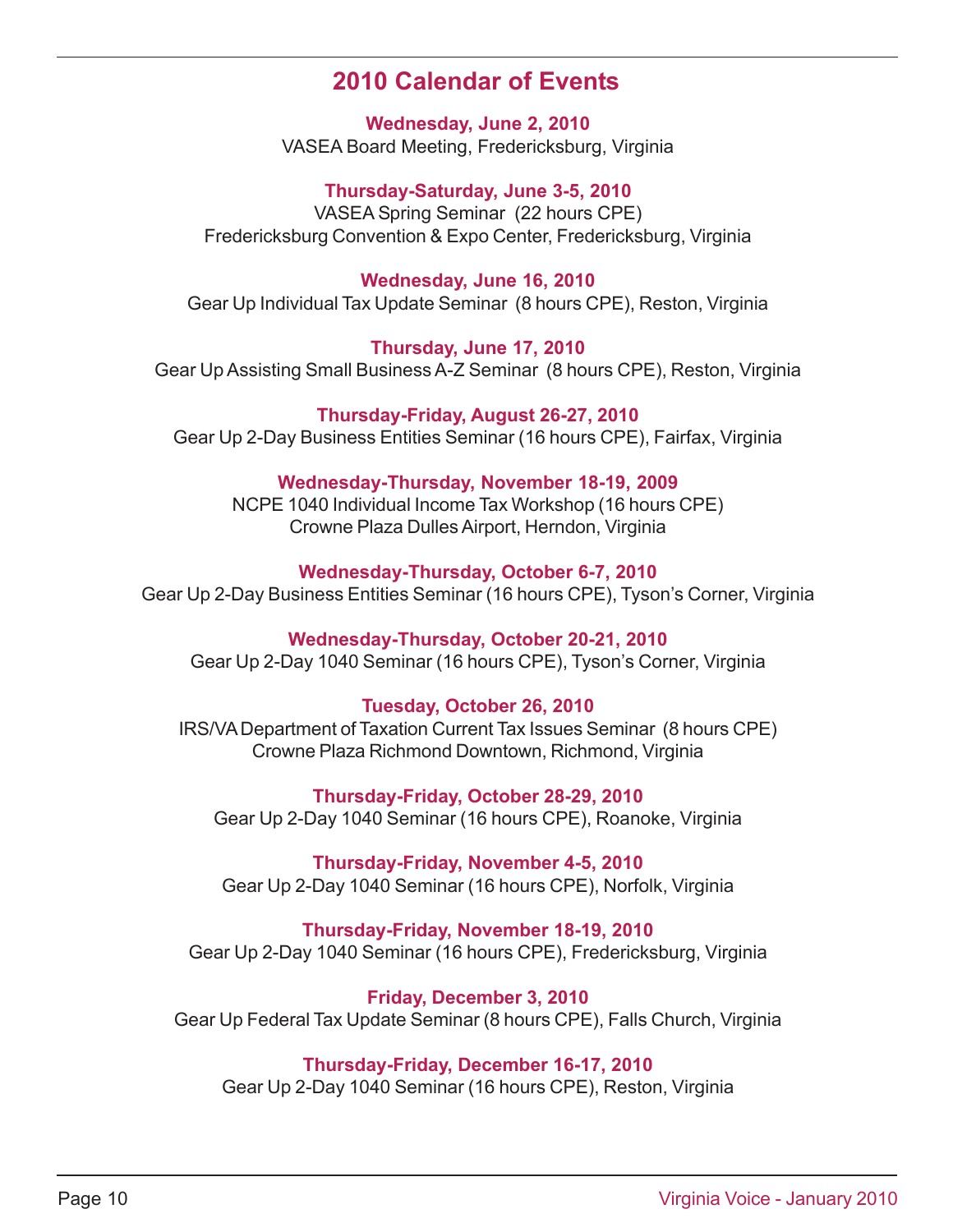# 2010 Calendar of Events

**Wednesday, June 2, 2010**
VASEA Board Meeting, Fredericksburg, Virginia

**Thursday-Saturday, June 3-5, 2010**
VASEA Spring Seminar (22 hours CPE)
Fredericksburg Convention & Expo Center, Fredericksburg, Virginia

**Wednesday, June 16, 2010**
Gear Up Individual Tax Update Seminar (8 hours CPE), Reston, Virginia

**Thursday, June 17, 2010**
Gear Up Assisting Small Business A-Z Seminar (8 hours CPE), Reston, Virginia

**Thursday-Friday, August 26-27, 2010**
Gear Up 2-Day Business Entities Seminar (16 hours CPE), Fairfax, Virginia

**Wednesday-Thursday, November 18-19, 2009**
NCPE 1040 Individual Income Tax Workshop (16 hours CPE)
Crowne Plaza Dulles Airport, Herndon, Virginia

**Wednesday-Thursday, October 6-7, 2010**
Gear Up 2-Day Business Entities Seminar (16 hours CPE), Tyson's Corner, Virginia

**Wednesday-Thursday, October 20-21, 2010**
Gear Up 2-Day 1040 Seminar (16 hours CPE), Tyson's Corner, Virginia

**Tuesday, October 26, 2010**
IRS/VA Department of Taxation Current Tax Issues Seminar (8 hours CPE)
Crowne Plaza Richmond Downtown, Richmond, Virginia

**Thursday-Friday, October 28-29, 2010**
Gear Up 2-Day 1040 Seminar (16 hours CPE), Roanoke, Virginia

**Thursday-Friday, November 4-5, 2010**
Gear Up 2-Day 1040 Seminar (16 hours CPE), Norfolk, Virginia

**Thursday-Friday, November 18-19, 2010**
Gear Up 2-Day 1040 Seminar (16 hours CPE), Fredericksburg, Virginia

**Friday, December 3, 2010**
Gear Up Federal Tax Update Seminar (8 hours CPE), Falls Church, Virginia

**Thursday-Friday, December 16-17, 2010**
Gear Up 2-Day 1040 Seminar (16 hours CPE), Reston, Virginia